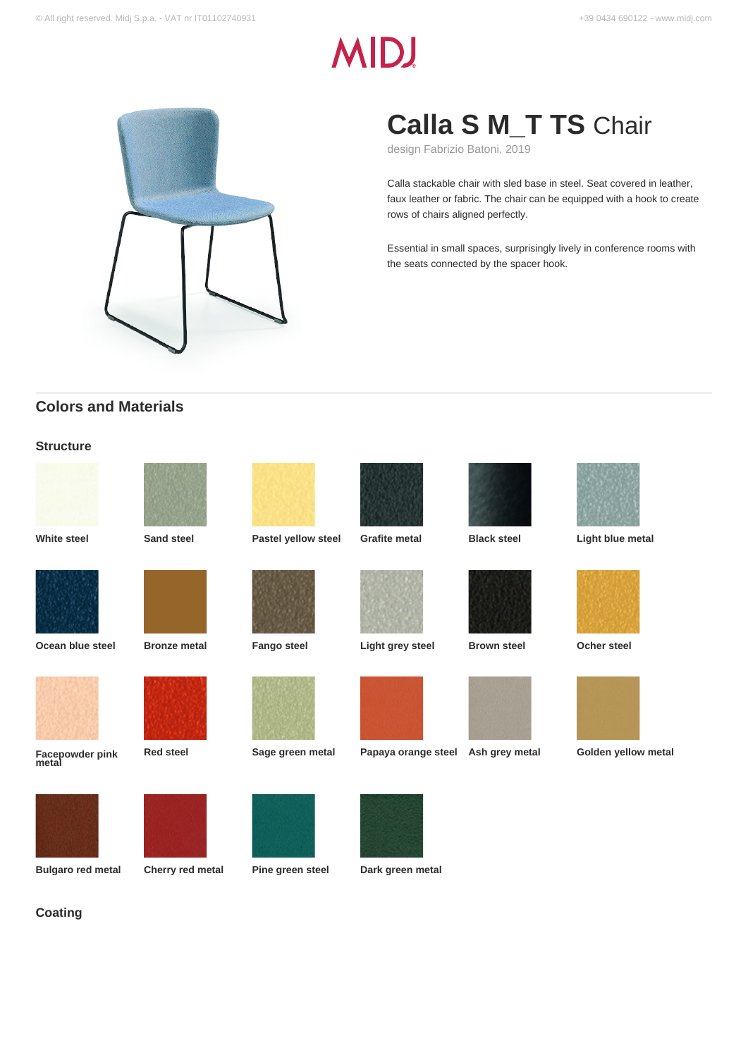# Calla S M_T TS Chair

design Fabrizio Batoni, 2019

Calla stackable chair with sled base in steel. Seat covered in leather, faux leather or fabric. The chair can be equipped with a hook to create rows of chairs aligned perfectly.

Essential in small spaces, surprisingly lively in conference rooms with the seats connected by the spacer hook.

## Colors and Materials

### Structure

- White steel
- Sand steel
- Pastel yellow steel
- Grafite metal
- Black steel
- Light blue metal
- Ocean blue steel
- Bronze metal
- Fango steel
- Light grey steel
- Brown steel
- Ocher steel
- Facepowder pink metal
- Red steel
- Sage green metal
- Papaya orange steel
- Ash grey metal
- Golden yellow metal
- Bulgaro red metal
- Cherry red metal
- Pine green steel
- Dark green metal

### Coating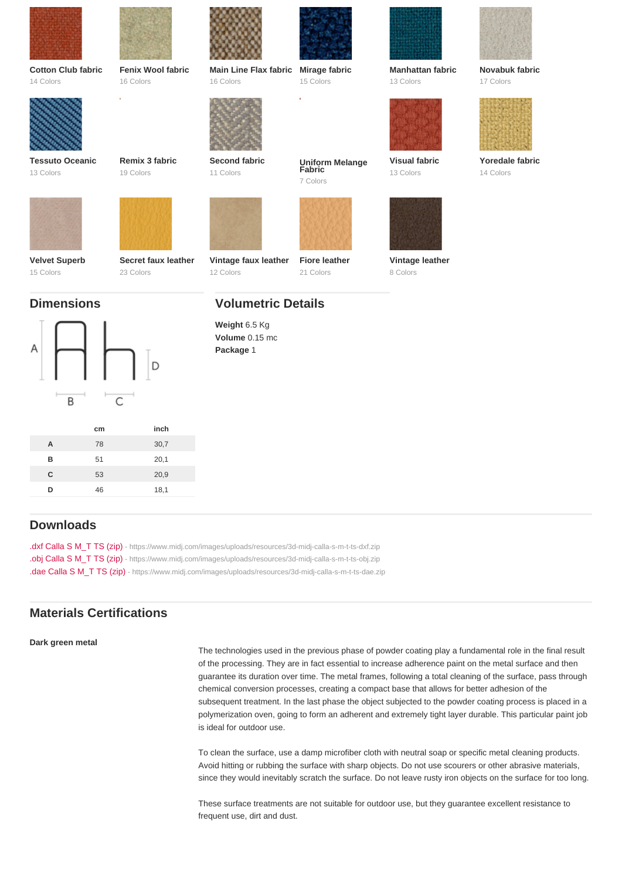**Cotton Club fabric**
14 Colors

**Fenix Wool fabric**
16 Colors

**Main Line Flax fabric**
16 Colors

**Mirage fabric**
15 Colors

**Manhattan fabric**
13 Colors

**Novabuk fabric**
17 Colors

**Tessuto Oceanic**
13 Colors

**Remix 3 fabric**
19 Colors

**Second fabric**
11 Colors

**Uniform Melange Fabric**
7 Colors

**Visual fabric**
13 Colors

**Yoredale fabric**
14 Colors

**Velvet Superb**
15 Colors

**Secret faux leather**
23 Colors

**Vintage faux leather**
12 Colors

**Fiore leather**
21 Colors

**Vintage leather**
8 Colors

## Dimensions

| | cm | inch |
|---|---|---|
| A | 78 | 30,7 |
| B | 51 | 20,1 |
| C | 53 | 20,9 |
| D | 46 | 18,1 |

## Volumetric Details

**Weight** 6.5 Kg
**Volume** 0.15 mc
**Package** 1

## Downloads

.dxf Calla S M_T TS (zip) - https://www.midj.com/images/uploads/resources/3d-midj-calla-s-m-t-ts-dxf.zip
.obj Calla S M_T TS (zip) - https://www.midj.com/images/uploads/resources/3d-midj-calla-s-m-t-ts-obj.zip
.dae Calla S M_T TS (zip) - https://www.midj.com/images/uploads/resources/3d-midj-calla-s-m-t-ts-dae.zip

## Materials Certifications

**Dark green metal**

The technologies used in the previous phase of powder coating play a fundamental role in the final result of the processing. They are in fact essential to increase adherence paint on the metal surface and then guarantee its duration over time. The metal frames, following a total cleaning of the surface, pass through chemical conversion processes, creating a compact base that allows for better adhesion of the subsequent treatment. In the last phase the object subjected to the powder coating process is placed in a polymerization oven, going to form an adherent and extremely tight layer durable. This particular paint job is ideal for outdoor use.

To clean the surface, use a damp microfiber cloth with neutral soap or specific metal cleaning products. Avoid hitting or rubbing the surface with sharp objects. Do not use scourers or other abrasive materials, since they would inevitably scratch the surface. Do not leave rusty iron objects on the surface for too long.

These surface treatments are not suitable for outdoor use, but they guarantee excellent resistance to frequent use, dirt and dust.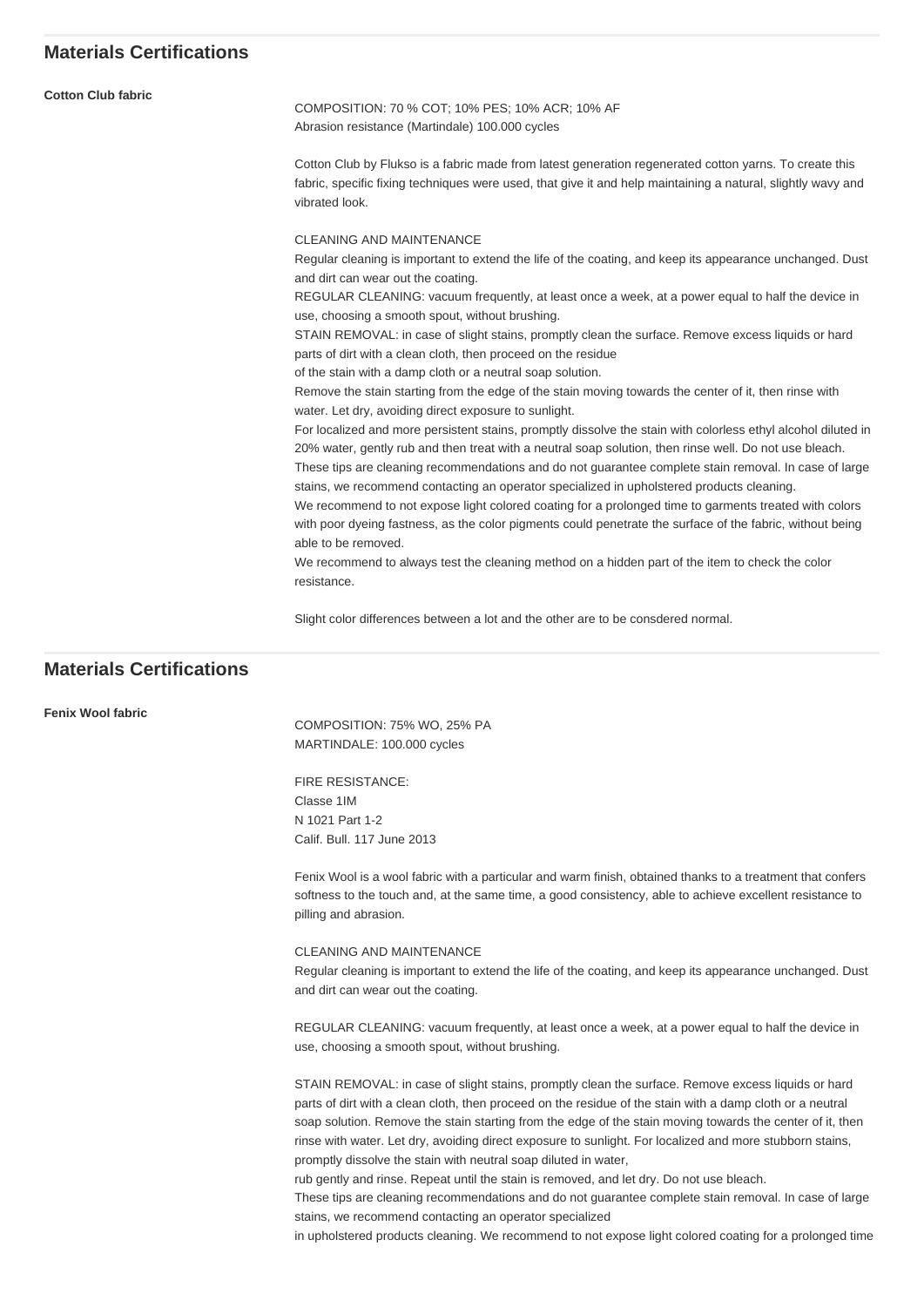## Materials Certifications

**Cotton Club fabric**

COMPOSITION: 70 % COT; 10% PES; 10% ACR; 10% AF
Abrasion resistance (Martindale) 100.000 cycles

Cotton Club by Flukso is a fabric made from latest generation regenerated cotton yarns. To create this fabric, specific fixing techniques were used, that give it and help maintaining a natural, slightly wavy and vibrated look.

CLEANING AND MAINTENANCE
Regular cleaning is important to extend the life of the coating, and keep its appearance unchanged. Dust and dirt can wear out the coating.
REGULAR CLEANING: vacuum frequently, at least once a week, at a power equal to half the device in use, choosing a smooth spout, without brushing.
STAIN REMOVAL: in case of slight stains, promptly clean the surface. Remove excess liquids or hard parts of dirt with a clean cloth, then proceed on the residue
of the stain with a damp cloth or a neutral soap solution.
Remove the stain starting from the edge of the stain moving towards the center of it, then rinse with water. Let dry, avoiding direct exposure to sunlight.
For localized and more persistent stains, promptly dissolve the stain with colorless ethyl alcohol diluted in 20% water, gently rub and then treat with a neutral soap solution, then rinse well. Do not use bleach.
These tips are cleaning recommendations and do not guarantee complete stain removal. In case of large stains, we recommend contacting an operator specialized in upholstered products cleaning.
We recommend to not expose light colored coating for a prolonged time to garments treated with colors with poor dyeing fastness, as the color pigments could penetrate the surface of the fabric, without being able to be removed.
We recommend to always test the cleaning method on a hidden part of the item to check the color resistance.

Slight color differences between a lot and the other are to be consdered normal.

## Materials Certifications

**Fenix Wool fabric**

COMPOSITION: 75% WO, 25% PA
MARTINDALE: 100.000 cycles

FIRE RESISTANCE:
Classe 1IM
N 1021 Part 1-2
Calif. Bull. 117 June 2013

Fenix Wool is a wool fabric with a particular and warm finish, obtained thanks to a treatment that confers softness to the touch and, at the same time, a good consistency, able to achieve excellent resistance to pilling and abrasion.

CLEANING AND MAINTENANCE
Regular cleaning is important to extend the life of the coating, and keep its appearance unchanged. Dust and dirt can wear out the coating.

REGULAR CLEANING: vacuum frequently, at least once a week, at a power equal to half the device in use, choosing a smooth spout, without brushing.

STAIN REMOVAL: in case of slight stains, promptly clean the surface. Remove excess liquids or hard parts of dirt with a clean cloth, then proceed on the residue of the stain with a damp cloth or a neutral soap solution. Remove the stain starting from the edge of the stain moving towards the center of it, then rinse with water. Let dry, avoiding direct exposure to sunlight. For localized and more stubborn stains, promptly dissolve the stain with neutral soap diluted in water,
rub gently and rinse. Repeat until the stain is removed, and let dry. Do not use bleach.
These tips are cleaning recommendations and do not guarantee complete stain removal. In case of large stains, we recommend contacting an operator specialized
in upholstered products cleaning. We recommend to not expose light colored coating for a prolonged time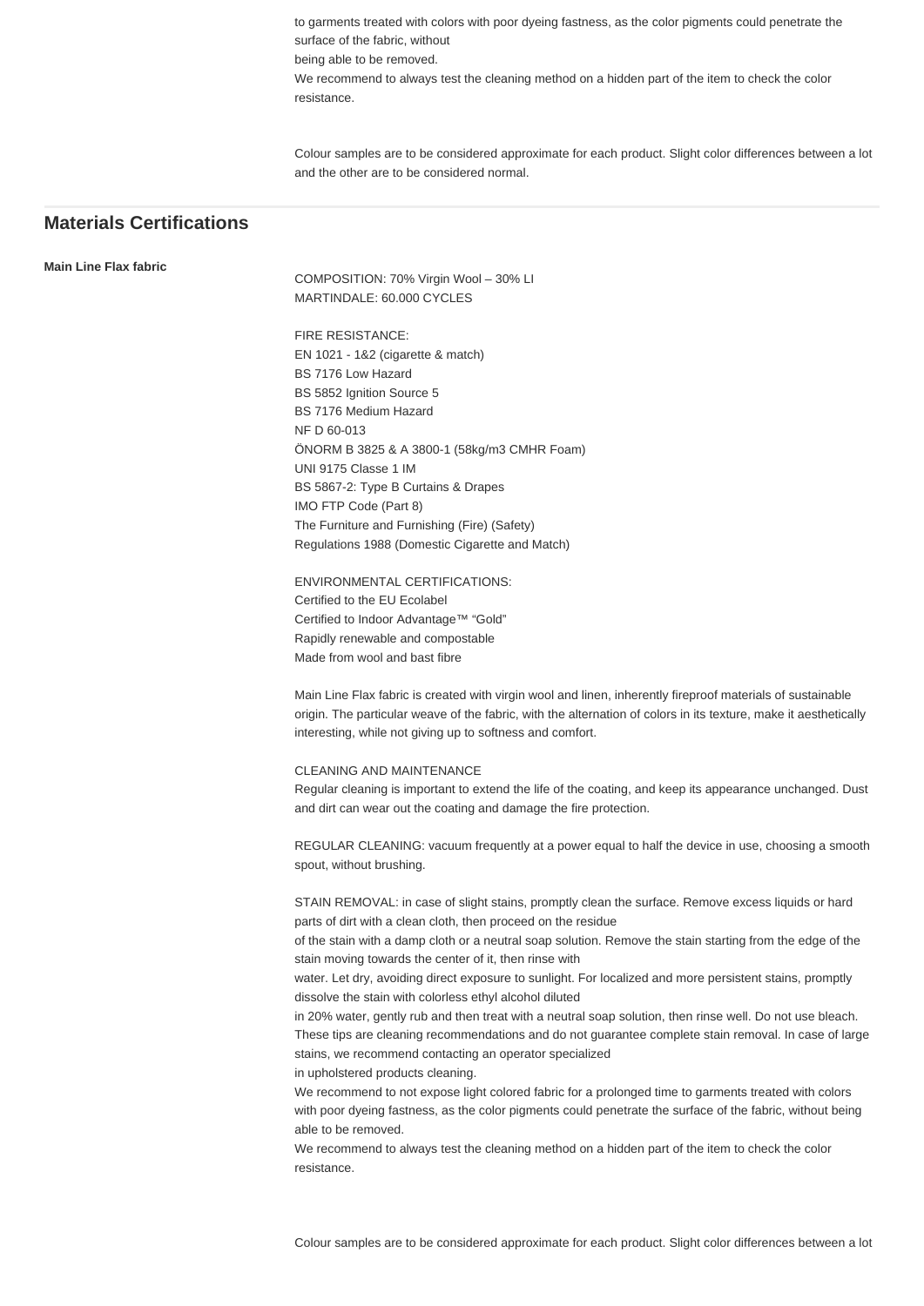to garments treated with colors with poor dyeing fastness, as the color pigments could penetrate the surface of the fabric, without
being able to be removed.
We recommend to always test the cleaning method on a hidden part of the item to check the color resistance.

Colour samples are to be considered approximate for each product. Slight color differences between a lot and the other are to be considered normal.

## Materials Certifications

**Main Line Flax fabric**

COMPOSITION: 70% Virgin Wool – 30% LI
MARTINDALE: 60.000 CYCLES

FIRE RESISTANCE:
EN 1021 - 1&2 (cigarette & match)
BS 7176 Low Hazard
BS 5852 Ignition Source 5
BS 7176 Medium Hazard
NF D 60-013
ÖNORM B 3825 & A 3800-1 (58kg/m3 CMHR Foam)
UNI 9175 Classe 1 IM
BS 5867-2: Type B Curtains & Drapes
IMO FTP Code (Part 8)
The Furniture and Furnishing (Fire) (Safety)
Regulations 1988 (Domestic Cigarette and Match)

ENVIRONMENTAL CERTIFICATIONS:
Certified to the EU Ecolabel
Certified to Indoor Advantage™ "Gold"
Rapidly renewable and compostable
Made from wool and bast fibre

Main Line Flax fabric is created with virgin wool and linen, inherently fireproof materials of sustainable origin. The particular weave of the fabric, with the alternation of colors in its texture, make it aesthetically interesting, while not giving up to softness and comfort.

CLEANING AND MAINTENANCE
Regular cleaning is important to extend the life of the coating, and keep its appearance unchanged. Dust and dirt can wear out the coating and damage the fire protection.

REGULAR CLEANING: vacuum frequently at a power equal to half the device in use, choosing a smooth spout, without brushing.

STAIN REMOVAL: in case of slight stains, promptly clean the surface. Remove excess liquids or hard parts of dirt with a clean cloth, then proceed on the residue
of the stain with a damp cloth or a neutral soap solution. Remove the stain starting from the edge of the stain moving towards the center of it, then rinse with
water. Let dry, avoiding direct exposure to sunlight. For localized and more persistent stains, promptly dissolve the stain with colorless ethyl alcohol diluted
in 20% water, gently rub and then treat with a neutral soap solution, then rinse well. Do not use bleach.
These tips are cleaning recommendations and do not guarantee complete stain removal. In case of large stains, we recommend contacting an operator specialized
in upholstered products cleaning.
We recommend to not expose light colored fabric for a prolonged time to garments treated with colors with poor dyeing fastness, as the color pigments could penetrate the surface of the fabric, without being able to be removed.
We recommend to always test the cleaning method on a hidden part of the item to check the color resistance.

Colour samples are to be considered approximate for each product. Slight color differences between a lot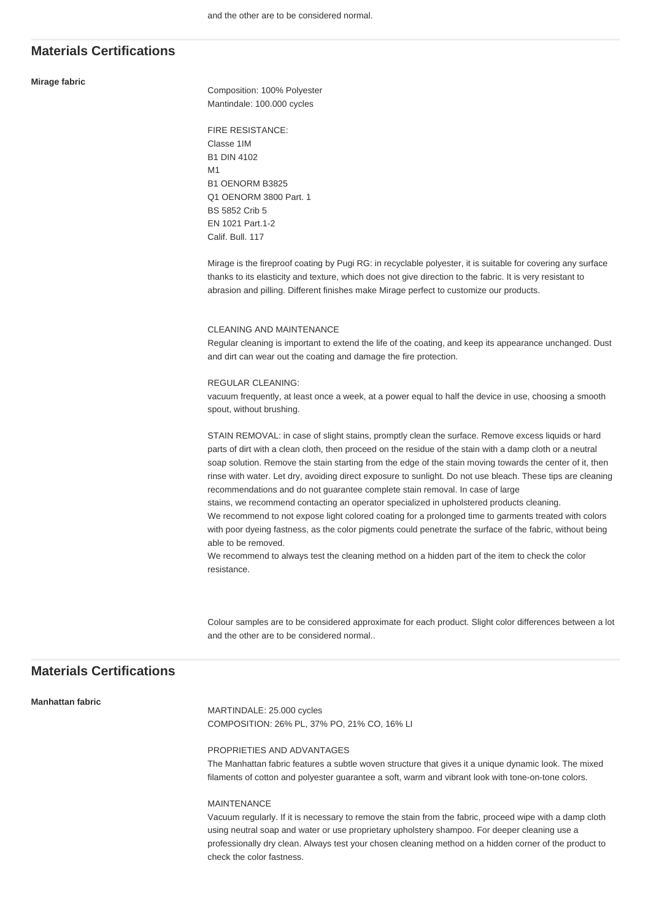and the other are to be considered normal.

## Materials Certifications

**Mirage fabric**

Composition: 100% Polyester
Mantindale: 100.000 cycles

FIRE RESISTANCE:
Classe 1IM
B1 DIN 4102
M1
B1 OENORM B3825
Q1 OENORM 3800 Part. 1
BS 5852 Crib 5
EN 1021 Part.1-2
Calif. Bull. 117

Mirage is the fireproof coating by Pugi RG: in recyclable polyester, it is suitable for covering any surface thanks to its elasticity and texture, which does not give direction to the fabric. It is very resistant to abrasion and pilling. Different finishes make Mirage perfect to customize our products.

CLEANING AND MAINTENANCE
Regular cleaning is important to extend the life of the coating, and keep its appearance unchanged. Dust and dirt can wear out the coating and damage the fire protection.

REGULAR CLEANING:
vacuum frequently, at least once a week, at a power equal to half the device in use, choosing a smooth spout, without brushing.

STAIN REMOVAL: in case of slight stains, promptly clean the surface. Remove excess liquids or hard parts of dirt with a clean cloth, then proceed on the residue of the stain with a damp cloth or a neutral soap solution. Remove the stain starting from the edge of the stain moving towards the center of it, then rinse with water. Let dry, avoiding direct exposure to sunlight. Do not use bleach. These tips are cleaning recommendations and do not guarantee complete stain removal. In case of large stains, we recommend contacting an operator specialized in upholstered products cleaning.
We recommend to not expose light colored coating for a prolonged time to garments treated with colors with poor dyeing fastness, as the color pigments could penetrate the surface of the fabric, without being able to be removed.
We recommend to always test the cleaning method on a hidden part of the item to check the color resistance.

Colour samples are to be considered approximate for each product. Slight color differences between a lot and the other are to be considered normal..

## Materials Certifications

**Manhattan fabric**

MARTINDALE: 25.000 cycles
COMPOSITION: 26% PL, 37% PO, 21% CO, 16% LI

PROPRIETIES AND ADVANTAGES
The Manhattan fabric features a subtle woven structure that gives it a unique dynamic look. The mixed filaments of cotton and polyester guarantee a soft, warm and vibrant look with tone-on-tone colors.

MAINTENANCE
Vacuum regularly. If it is necessary to remove the stain from the fabric, proceed wipe with a damp cloth using neutral soap and water or use proprietary upholstery shampoo. For deeper cleaning use a professionally dry clean. Always test your chosen cleaning method on a hidden corner of the product to check the color fastness.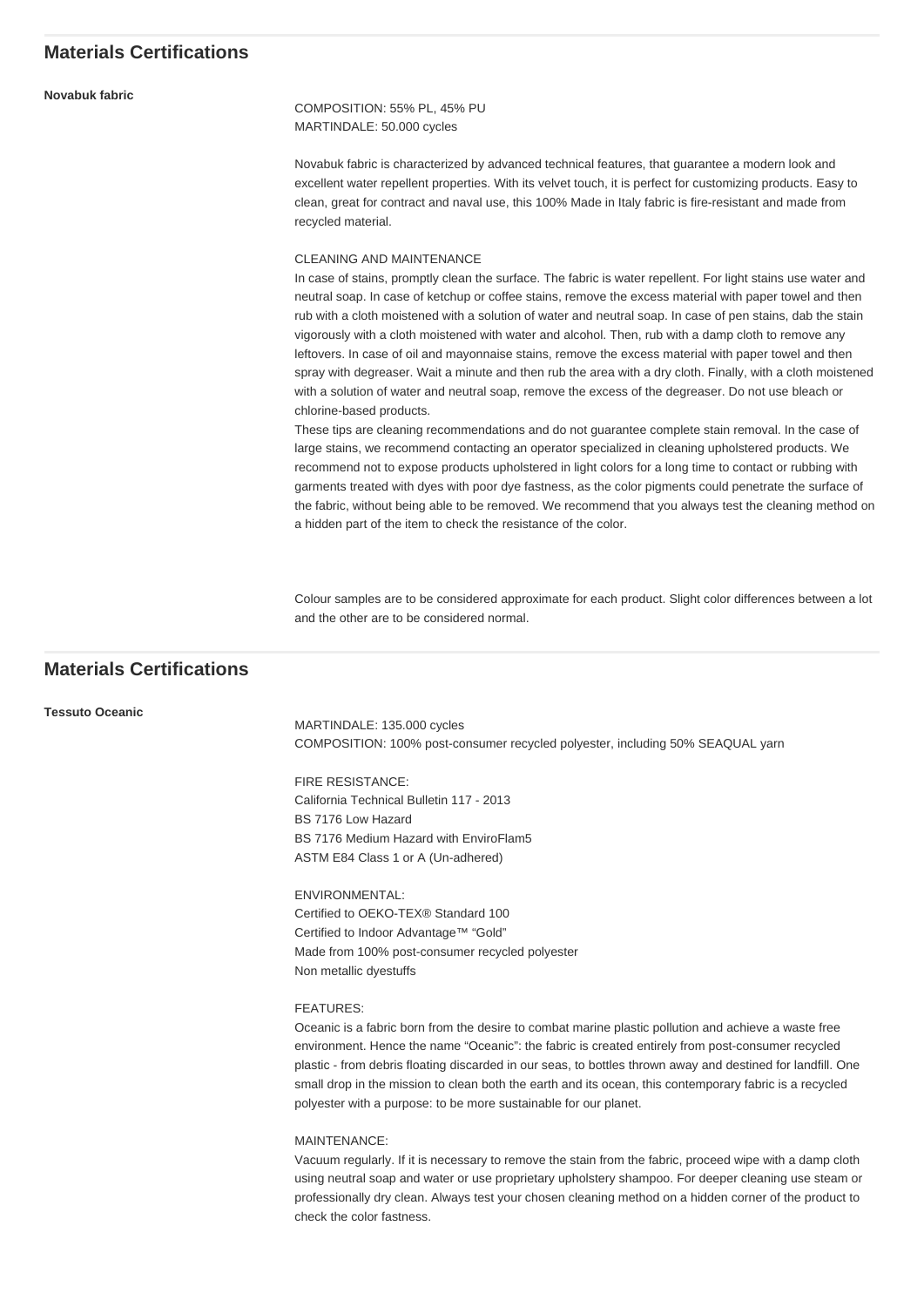## Materials Certifications

**Novabuk fabric**

COMPOSITION: 55% PL, 45% PU
MARTINDALE: 50.000 cycles

Novabuk fabric is characterized by advanced technical features, that guarantee a modern look and excellent water repellent properties. With its velvet touch, it is perfect for customizing products. Easy to clean, great for contract and naval use, this 100% Made in Italy fabric is fire-resistant and made from recycled material.

CLEANING AND MAINTENANCE
In case of stains, promptly clean the surface. The fabric is water repellent. For light stains use water and neutral soap. In case of ketchup or coffee stains, remove the excess material with paper towel and then rub with a cloth moistened with a solution of water and neutral soap. In case of pen stains, dab the stain vigorously with a cloth moistened with water and alcohol. Then, rub with a damp cloth to remove any leftovers. In case of oil and mayonnaise stains, remove the excess material with paper towel and then spray with degreaser. Wait a minute and then rub the area with a dry cloth. Finally, with a cloth moistened with a solution of water and neutral soap, remove the excess of the degreaser. Do not use bleach or chlorine-based products.
These tips are cleaning recommendations and do not guarantee complete stain removal. In the case of large stains, we recommend contacting an operator specialized in cleaning upholstered products. We recommend not to expose products upholstered in light colors for a long time to contact or rubbing with garments treated with dyes with poor dye fastness, as the color pigments could penetrate the surface of the fabric, without being able to be removed. We recommend that you always test the cleaning method on a hidden part of the item to check the resistance of the color.

Colour samples are to be considered approximate for each product. Slight color differences between a lot and the other are to be considered normal.

## Materials Certifications

**Tessuto Oceanic**

MARTINDALE: 135.000 cycles
COMPOSITION: 100% post-consumer recycled polyester, including 50% SEAQUAL yarn

FIRE RESISTANCE:
California Technical Bulletin 117 - 2013
BS 7176 Low Hazard
BS 7176 Medium Hazard with EnviroFlam5
ASTM E84 Class 1 or A (Un-adhered)

ENVIRONMENTAL:
Certified to OEKO-TEX® Standard 100
Certified to Indoor Advantage™ "Gold"
Made from 100% post-consumer recycled polyester
Non metallic dyestuffs

FEATURES:
Oceanic is a fabric born from the desire to combat marine plastic pollution and achieve a waste free environment. Hence the name "Oceanic": the fabric is created entirely from post-consumer recycled plastic - from debris floating discarded in our seas, to bottles thrown away and destined for landfill. One small drop in the mission to clean both the earth and its ocean, this contemporary fabric is a recycled polyester with a purpose: to be more sustainable for our planet.

MAINTENANCE:
Vacuum regularly. If it is necessary to remove the stain from the fabric, proceed wipe with a damp cloth using neutral soap and water or use proprietary upholstery shampoo. For deeper cleaning use steam or professionally dry clean. Always test your chosen cleaning method on a hidden corner of the product to check the color fastness.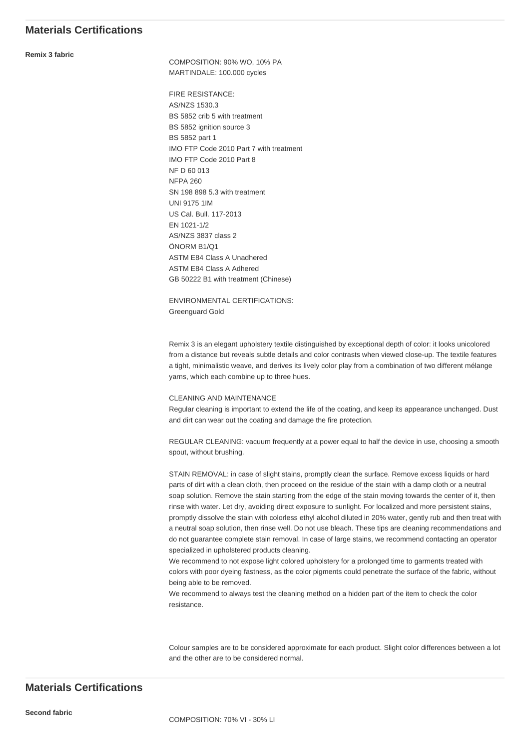## Materials Certifications

**Remix 3 fabric**

COMPOSITION: 90% WO, 10% PA
MARTINDALE: 100.000 cycles

FIRE RESISTANCE:
AS/NZS 1530.3
BS 5852 crib 5 with treatment
BS 5852 ignition source 3
BS 5852 part 1
IMO FTP Code 2010 Part 7 with treatment
IMO FTP Code 2010 Part 8
NF D 60 013
NFPA 260
SN 198 898 5.3 with treatment
UNI 9175 1IM
US Cal. Bull. 117-2013
EN 1021-1/2
AS/NZS 3837 class 2
ÖNORM B1/Q1
ASTM E84 Class A Unadhered
ASTM E84 Class A Adhered
GB 50222 B1 with treatment (Chinese)

ENVIRONMENTAL CERTIFICATIONS:
Greenguard Gold

Remix 3 is an elegant upholstery textile distinguished by exceptional depth of color: it looks unicolored from a distance but reveals subtle details and color contrasts when viewed close-up. The textile features a tight, minimalistic weave, and derives its lively color play from a combination of two different mélange yarns, which each combine up to three hues.

CLEANING AND MAINTENANCE
Regular cleaning is important to extend the life of the coating, and keep its appearance unchanged. Dust and dirt can wear out the coating and damage the fire protection.

REGULAR CLEANING: vacuum frequently at a power equal to half the device in use, choosing a smooth spout, without brushing.

STAIN REMOVAL: in case of slight stains, promptly clean the surface. Remove excess liquids or hard parts of dirt with a clean cloth, then proceed on the residue of the stain with a damp cloth or a neutral soap solution. Remove the stain starting from the edge of the stain moving towards the center of it, then rinse with water. Let dry, avoiding direct exposure to sunlight. For localized and more persistent stains, promptly dissolve the stain with colorless ethyl alcohol diluted in 20% water, gently rub and then treat with a neutral soap solution, then rinse well. Do not use bleach. These tips are cleaning recommendations and do not guarantee complete stain removal. In case of large stains, we recommend contacting an operator specialized in upholstered products cleaning.
We recommend to not expose light colored upholstery for a prolonged time to garments treated with colors with poor dyeing fastness, as the color pigments could penetrate the surface of the fabric, without being able to be removed.
We recommend to always test the cleaning method on a hidden part of the item to check the color resistance.

Colour samples are to be considered approximate for each product. Slight color differences between a lot and the other are to be considered normal.

## Materials Certifications

**Second fabric**

COMPOSITION: 70% VI - 30% LI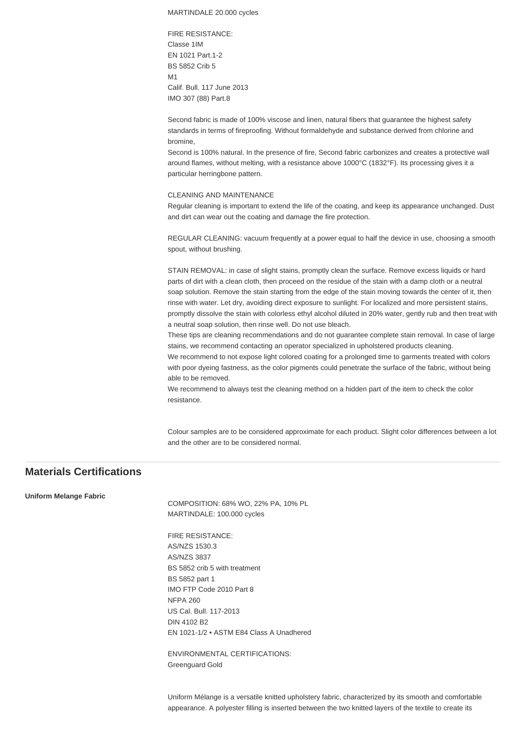MARTINDALE 20.000 cycles

FIRE RESISTANCE:
Classe 1IM
EN 1021 Part.1-2
BS 5852 Crib 5
M1
Calif. Bull. 117 June 2013
IMO 307 (88) Part.8

Second fabric is made of 100% viscose and linen, natural fibers that guarantee the highest safety standards in terms of fireproofing. Without formaldehyde and substance derived from chlorine and bromine,
Second is 100% natural. In the presence of fire, Second fabric carbonizes and creates a protective wall around flames, without melting, with a resistance above 1000°C (1832°F). Its processing gives it a particular herringbone pattern.

CLEANING AND MAINTENANCE
Regular cleaning is important to extend the life of the coating, and keep its appearance unchanged. Dust and dirt can wear out the coating and damage the fire protection.

REGULAR CLEANING: vacuum frequently at a power equal to half the device in use, choosing a smooth spout, without brushing.

STAIN REMOVAL: in case of slight stains, promptly clean the surface. Remove excess liquids or hard parts of dirt with a clean cloth, then proceed on the residue of the stain with a damp cloth or a neutral soap solution. Remove the stain starting from the edge of the stain moving towards the center of it, then rinse with water. Let dry, avoiding direct exposure to sunlight. For localized and more persistent stains, promptly dissolve the stain with colorless ethyl alcohol diluted in 20% water, gently rub and then treat with a neutral soap solution, then rinse well. Do not use bleach.
These tips are cleaning recommendations and do not guarantee complete stain removal. In case of large stains, we recommend contacting an operator specialized in upholstered products cleaning.
We recommend to not expose light colored coating for a prolonged time to garments treated with colors with poor dyeing fastness, as the color pigments could penetrate the surface of the fabric, without being able to be removed.
We recommend to always test the cleaning method on a hidden part of the item to check the color resistance.

Colour samples are to be considered approximate for each product. Slight color differences between a lot and the other are to be considered normal.

## Materials Certifications

**Uniform Melange Fabric**

COMPOSITION: 68% WO, 22% PA, 10% PL
MARTINDALE: 100.000 cycles

FIRE RESISTANCE:
AS/NZS 1530.3
AS/NZS 3837
BS 5852 crib 5 with treatment
BS 5852 part 1
IMO FTP Code 2010 Part 8
NFPA 260
US Cal. Bull. 117-2013
DIN 4102 B2
EN 1021-1/2 • ASTM E84 Class A Unadhered

ENVIRONMENTAL CERTIFICATIONS:
Greenguard Gold

Uniform Mélange is a versatile knitted upholstery fabric, characterized by its smooth and comfortable appearance. A polyester filling is inserted between the two knitted layers of the textile to create its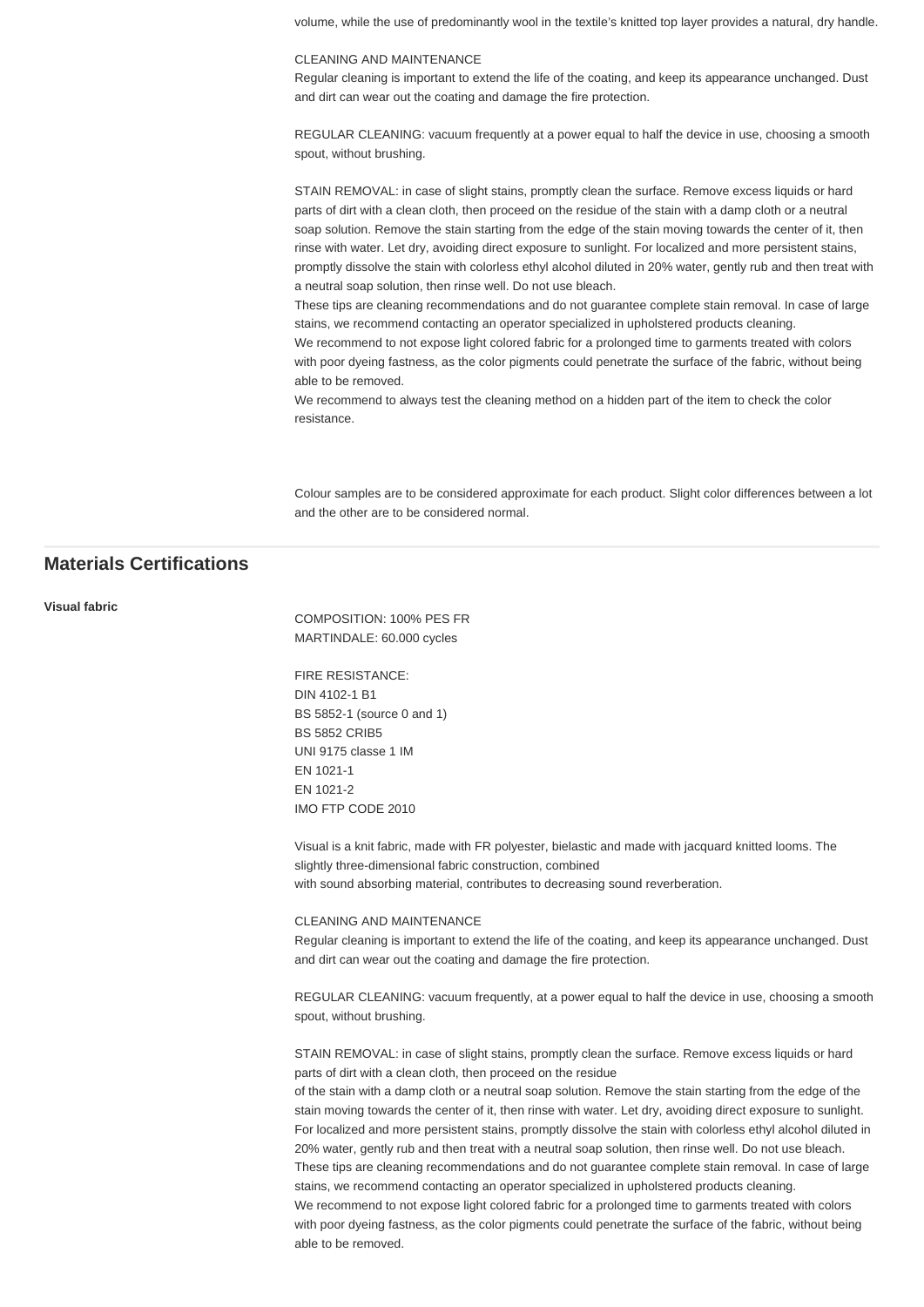volume, while the use of predominantly wool in the textile's knitted top layer provides a natural, dry handle.

CLEANING AND MAINTENANCE
Regular cleaning is important to extend the life of the coating, and keep its appearance unchanged. Dust and dirt can wear out the coating and damage the fire protection.

REGULAR CLEANING: vacuum frequently at a power equal to half the device in use, choosing a smooth spout, without brushing.

STAIN REMOVAL: in case of slight stains, promptly clean the surface. Remove excess liquids or hard parts of dirt with a clean cloth, then proceed on the residue of the stain with a damp cloth or a neutral soap solution. Remove the stain starting from the edge of the stain moving towards the center of it, then rinse with water. Let dry, avoiding direct exposure to sunlight. For localized and more persistent stains, promptly dissolve the stain with colorless ethyl alcohol diluted in 20% water, gently rub and then treat with a neutral soap solution, then rinse well. Do not use bleach.
These tips are cleaning recommendations and do not guarantee complete stain removal. In case of large stains, we recommend contacting an operator specialized in upholstered products cleaning.
We recommend to not expose light colored fabric for a prolonged time to garments treated with colors with poor dyeing fastness, as the color pigments could penetrate the surface of the fabric, without being able to be removed.
We recommend to always test the cleaning method on a hidden part of the item to check the color resistance.

Colour samples are to be considered approximate for each product. Slight color differences between a lot and the other are to be considered normal.

## Materials Certifications

**Visual fabric**

COMPOSITION: 100% PES FR
MARTINDALE: 60.000 cycles

FIRE RESISTANCE:
DIN 4102-1 B1
BS 5852-1 (source 0 and 1)
BS 5852 CRIB5
UNI 9175 classe 1 IM
EN 1021-1
EN 1021-2
IMO FTP CODE 2010

Visual is a knit fabric, made with FR polyester, bielastic and made with jacquard knitted looms. The slightly three-dimensional fabric construction, combined with sound absorbing material, contributes to decreasing sound reverberation.

CLEANING AND MAINTENANCE
Regular cleaning is important to extend the life of the coating, and keep its appearance unchanged. Dust and dirt can wear out the coating and damage the fire protection.

REGULAR CLEANING: vacuum frequently, at a power equal to half the device in use, choosing a smooth spout, without brushing.

STAIN REMOVAL: in case of slight stains, promptly clean the surface. Remove excess liquids or hard parts of dirt with a clean cloth, then proceed on the residue of the stain with a damp cloth or a neutral soap solution. Remove the stain starting from the edge of the stain moving towards the center of it, then rinse with water. Let dry, avoiding direct exposure to sunlight. For localized and more persistent stains, promptly dissolve the stain with colorless ethyl alcohol diluted in 20% water, gently rub and then treat with a neutral soap solution, then rinse well. Do not use bleach.
These tips are cleaning recommendations and do not guarantee complete stain removal. In case of large stains, we recommend contacting an operator specialized in upholstered products cleaning.
We recommend to not expose light colored fabric for a prolonged time to garments treated with colors with poor dyeing fastness, as the color pigments could penetrate the surface of the fabric, without being able to be removed.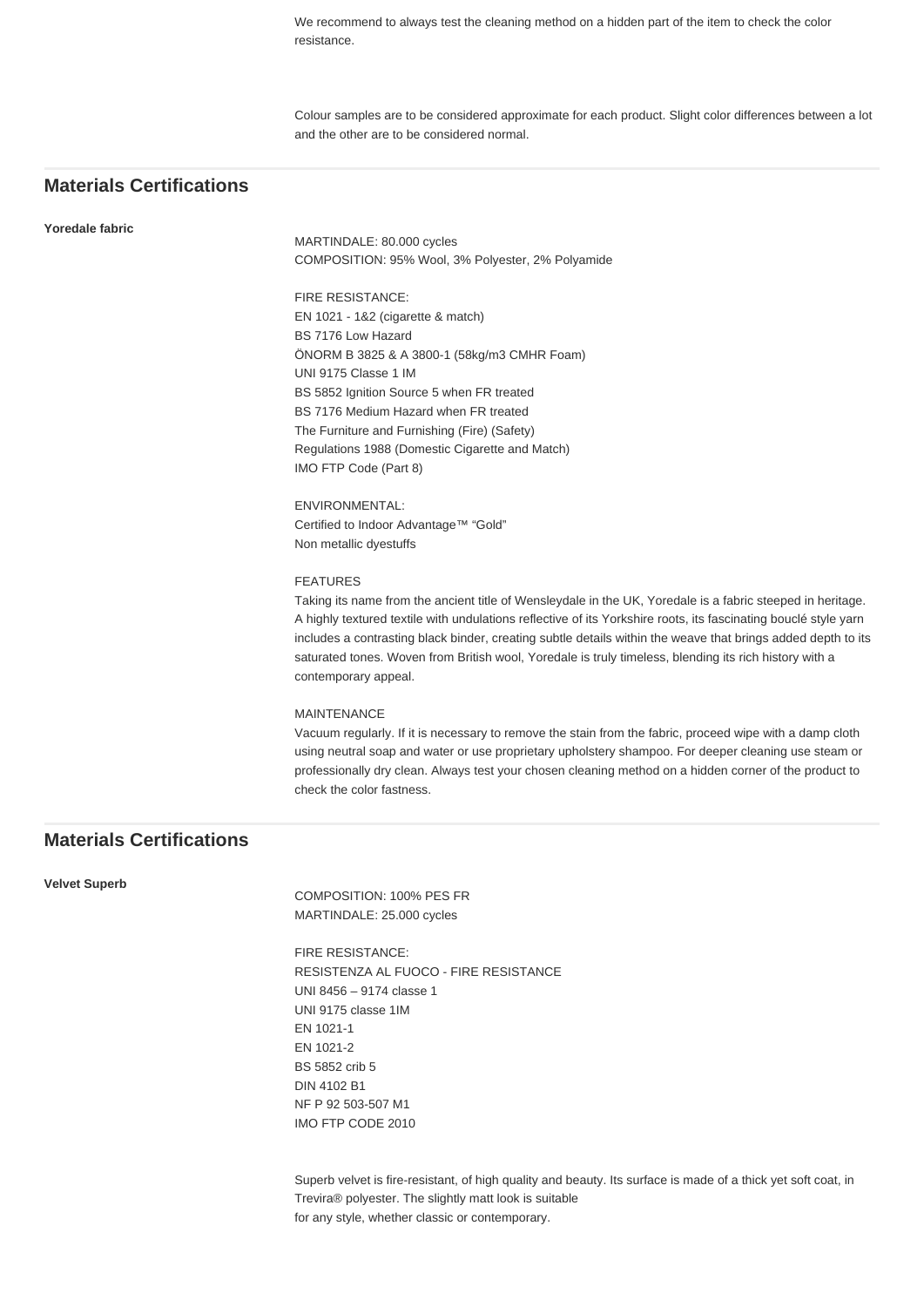We recommend to always test the cleaning method on a hidden part of the item to check the color resistance.

Colour samples are to be considered approximate for each product. Slight color differences between a lot and the other are to be considered normal.

## Materials Certifications

**Yoredale fabric**

MARTINDALE: 80.000 cycles
COMPOSITION: 95% Wool, 3% Polyester, 2% Polyamide

FIRE RESISTANCE:
EN 1021 - 1&2 (cigarette & match)
BS 7176 Low Hazard
ÖNORM B 3825 & A 3800-1 (58kg/m3 CMHR Foam)
UNI 9175 Classe 1 IM
BS 5852 Ignition Source 5 when FR treated
BS 7176 Medium Hazard when FR treated
The Furniture and Furnishing (Fire) (Safety)
Regulations 1988 (Domestic Cigarette and Match)
IMO FTP Code (Part 8)

ENVIRONMENTAL:
Certified to Indoor Advantage™ "Gold"
Non metallic dyestuffs

FEATURES
Taking its name from the ancient title of Wensleydale in the UK, Yoredale is a fabric steeped in heritage. A highly textured textile with undulations reflective of its Yorkshire roots, its fascinating bouclé style yarn includes a contrasting black binder, creating subtle details within the weave that brings added depth to its saturated tones. Woven from British wool, Yoredale is truly timeless, blending its rich history with a contemporary appeal.

MAINTENANCE
Vacuum regularly. If it is necessary to remove the stain from the fabric, proceed wipe with a damp cloth using neutral soap and water or use proprietary upholstery shampoo. For deeper cleaning use steam or professionally dry clean. Always test your chosen cleaning method on a hidden corner of the product to check the color fastness.

## Materials Certifications

**Velvet Superb**

COMPOSITION: 100% PES FR
MARTINDALE: 25.000 cycles

FIRE RESISTANCE:
RESISTENZA AL FUOCO - FIRE RESISTANCE
UNI 8456 – 9174 classe 1
UNI 9175 classe 1IM
EN 1021-1
EN 1021-2
BS 5852 crib 5
DIN 4102 B1
NF P 92 503-507 M1
IMO FTP CODE 2010

Superb velvet is fire-resistant, of high quality and beauty. Its surface is made of a thick yet soft coat, in Trevira® polyester. The slightly matt look is suitable for any style, whether classic or contemporary.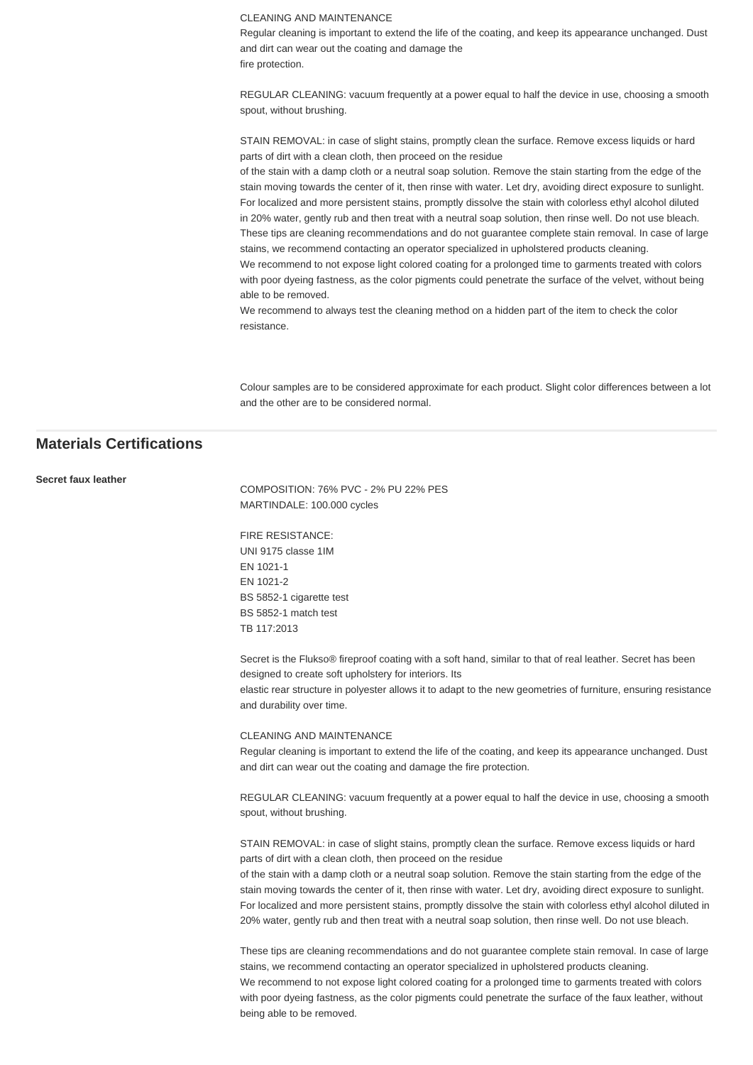CLEANING AND MAINTENANCE

Regular cleaning is important to extend the life of the coating, and keep its appearance unchanged. Dust and dirt can wear out the coating and damage the fire protection.

REGULAR CLEANING: vacuum frequently at a power equal to half the device in use, choosing a smooth spout, without brushing.

STAIN REMOVAL: in case of slight stains, promptly clean the surface. Remove excess liquids or hard parts of dirt with a clean cloth, then proceed on the residue of the stain with a damp cloth or a neutral soap solution. Remove the stain starting from the edge of the stain moving towards the center of it, then rinse with water. Let dry, avoiding direct exposure to sunlight. For localized and more persistent stains, promptly dissolve the stain with colorless ethyl alcohol diluted in 20% water, gently rub and then treat with a neutral soap solution, then rinse well. Do not use bleach. These tips are cleaning recommendations and do not guarantee complete stain removal. In case of large stains, we recommend contacting an operator specialized in upholstered products cleaning.

We recommend to not expose light colored coating for a prolonged time to garments treated with colors with poor dyeing fastness, as the color pigments could penetrate the surface of the velvet, without being able to be removed.

We recommend to always test the cleaning method on a hidden part of the item to check the color resistance.

Colour samples are to be considered approximate for each product. Slight color differences between a lot and the other are to be considered normal.

## Materials Certifications

**Secret faux leather**

COMPOSITION: 76% PVC - 2% PU 22% PES

MARTINDALE: 100.000 cycles

FIRE RESISTANCE:

UNI 9175 classe 1IM

EN 1021-1

EN 1021-2

BS 5852-1 cigarette test

BS 5852-1 match test

TB 117:2013

Secret is the Flukso® fireproof coating with a soft hand, similar to that of real leather. Secret has been designed to create soft upholstery for interiors. Its elastic rear structure in polyester allows it to adapt to the new geometries of furniture, ensuring resistance and durability over time.

CLEANING AND MAINTENANCE

Regular cleaning is important to extend the life of the coating, and keep its appearance unchanged. Dust and dirt can wear out the coating and damage the fire protection.

REGULAR CLEANING: vacuum frequently at a power equal to half the device in use, choosing a smooth spout, without brushing.

STAIN REMOVAL: in case of slight stains, promptly clean the surface. Remove excess liquids or hard parts of dirt with a clean cloth, then proceed on the residue of the stain with a damp cloth or a neutral soap solution. Remove the stain starting from the edge of the stain moving towards the center of it, then rinse with water. Let dry, avoiding direct exposure to sunlight. For localized and more persistent stains, promptly dissolve the stain with colorless ethyl alcohol diluted in 20% water, gently rub and then treat with a neutral soap solution, then rinse well. Do not use bleach.

These tips are cleaning recommendations and do not guarantee complete stain removal. In case of large stains, we recommend contacting an operator specialized in upholstered products cleaning.

We recommend to not expose light colored coating for a prolonged time to garments treated with colors with poor dyeing fastness, as the color pigments could penetrate the surface of the faux leather, without being able to be removed.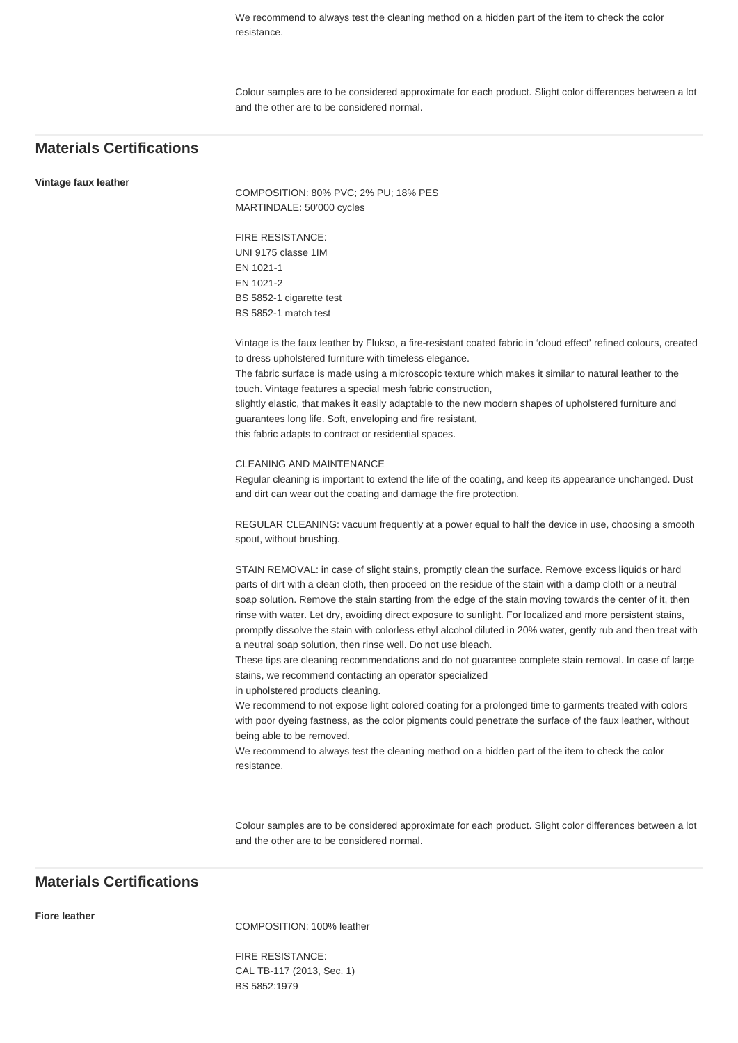We recommend to always test the cleaning method on a hidden part of the item to check the color resistance.

Colour samples are to be considered approximate for each product. Slight color differences between a lot and the other are to be considered normal.

## Materials Certifications

**Vintage faux leather**

COMPOSITION: 80% PVC; 2% PU; 18% PES
MARTINDALE: 50'000 cycles

FIRE RESISTANCE:
UNI 9175 classe 1IM
EN 1021-1
EN 1021-2
BS 5852-1 cigarette test
BS 5852-1 match test

Vintage is the faux leather by Flukso, a fire-resistant coated fabric in 'cloud effect' refined colours, created to dress upholstered furniture with timeless elegance.
The fabric surface is made using a microscopic texture which makes it similar to natural leather to the touch. Vintage features a special mesh fabric construction,
slightly elastic, that makes it easily adaptable to the new modern shapes of upholstered furniture and guarantees long life. Soft, enveloping and fire resistant,
this fabric adapts to contract or residential spaces.

CLEANING AND MAINTENANCE
Regular cleaning is important to extend the life of the coating, and keep its appearance unchanged. Dust and dirt can wear out the coating and damage the fire protection.

REGULAR CLEANING: vacuum frequently at a power equal to half the device in use, choosing a smooth spout, without brushing.

STAIN REMOVAL: in case of slight stains, promptly clean the surface. Remove excess liquids or hard parts of dirt with a clean cloth, then proceed on the residue of the stain with a damp cloth or a neutral soap solution. Remove the stain starting from the edge of the stain moving towards the center of it, then rinse with water. Let dry, avoiding direct exposure to sunlight. For localized and more persistent stains, promptly dissolve the stain with colorless ethyl alcohol diluted in 20% water, gently rub and then treat with a neutral soap solution, then rinse well. Do not use bleach.
These tips are cleaning recommendations and do not guarantee complete stain removal. In case of large stains, we recommend contacting an operator specialized
in upholstered products cleaning.
We recommend to not expose light colored coating for a prolonged time to garments treated with colors with poor dyeing fastness, as the color pigments could penetrate the surface of the faux leather, without being able to be removed.
We recommend to always test the cleaning method on a hidden part of the item to check the color resistance.

Colour samples are to be considered approximate for each product. Slight color differences between a lot and the other are to be considered normal.

## Materials Certifications

**Fiore leather**

COMPOSITION: 100% leather

FIRE RESISTANCE:
CAL TB-117 (2013, Sec. 1)
BS 5852:1979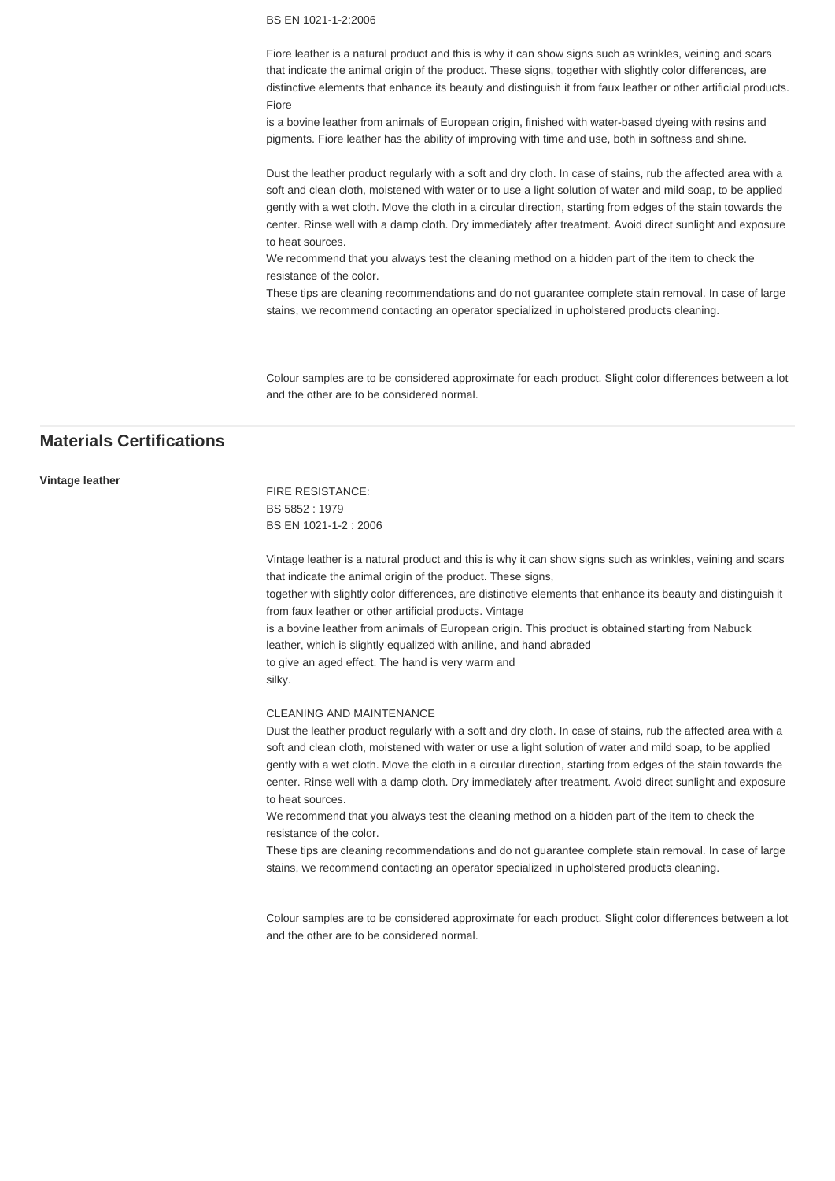BS EN 1021-1-2:2006

Fiore leather is a natural product and this is why it can show signs such as wrinkles, veining and scars that indicate the animal origin of the product. These signs, together with slightly color differences, are distinctive elements that enhance its beauty and distinguish it from faux leather or other artificial products. Fiore
is a bovine leather from animals of European origin, finished with water-based dyeing with resins and pigments. Fiore leather has the ability of improving with time and use, both in softness and shine.

Dust the leather product regularly with a soft and dry cloth. In case of stains, rub the affected area with a soft and clean cloth, moistened with water or to use a light solution of water and mild soap, to be applied gently with a wet cloth. Move the cloth in a circular direction, starting from edges of the stain towards the center. Rinse well with a damp cloth. Dry immediately after treatment. Avoid direct sunlight and exposure to heat sources.
We recommend that you always test the cleaning method on a hidden part of the item to check the resistance of the color.
These tips are cleaning recommendations and do not guarantee complete stain removal. In case of large stains, we recommend contacting an operator specialized in upholstered products cleaning.

Colour samples are to be considered approximate for each product. Slight color differences between a lot and the other are to be considered normal.

## Materials Certifications

**Vintage leather**

FIRE RESISTANCE:
BS 5852 : 1979
BS EN 1021-1-2 : 2006

Vintage leather is a natural product and this is why it can show signs such as wrinkles, veining and scars that indicate the animal origin of the product. These signs,
together with slightly color differences, are distinctive elements that enhance its beauty and distinguish it from faux leather or other artificial products. Vintage
is a bovine leather from animals of European origin. This product is obtained starting from Nabuck leather, which is slightly equalized with aniline, and hand abraded
to give an aged effect. The hand is very warm and
silky.

CLEANING AND MAINTENANCE
Dust the leather product regularly with a soft and dry cloth. In case of stains, rub the affected area with a soft and clean cloth, moistened with water or use a light solution of water and mild soap, to be applied gently with a wet cloth. Move the cloth in a circular direction, starting from edges of the stain towards the center. Rinse well with a damp cloth. Dry immediately after treatment. Avoid direct sunlight and exposure to heat sources.
We recommend that you always test the cleaning method on a hidden part of the item to check the resistance of the color.
These tips are cleaning recommendations and do not guarantee complete stain removal. In case of large stains, we recommend contacting an operator specialized in upholstered products cleaning.

Colour samples are to be considered approximate for each product. Slight color differences between a lot and the other are to be considered normal.